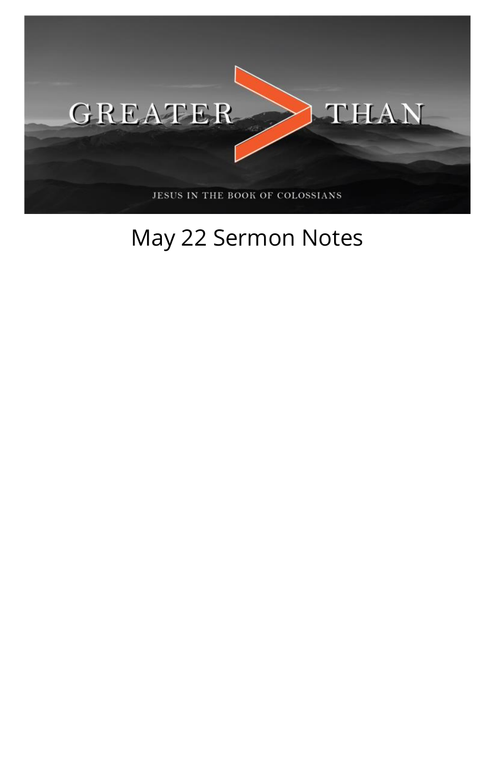GREATER > THAN

JESUS IN THE BOOK OF COLOSSIANS

# May 22 Sermon Notes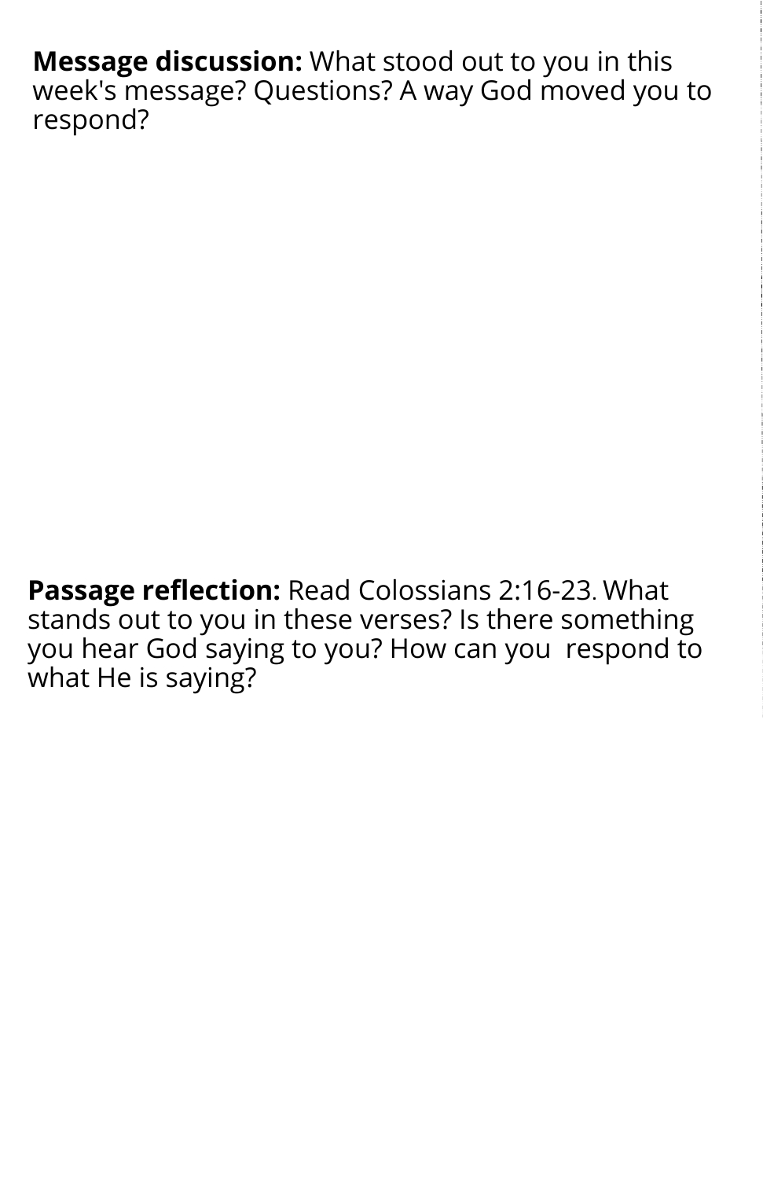**Message discussion:** What stood out to you in this week's message? Questions? A way God moved you to respond?

**Passage reflection:** Read Colossians 2:16-23. What stands out to you in these verses? Is there something you hear God saying to you? How can you respond to what He is saying?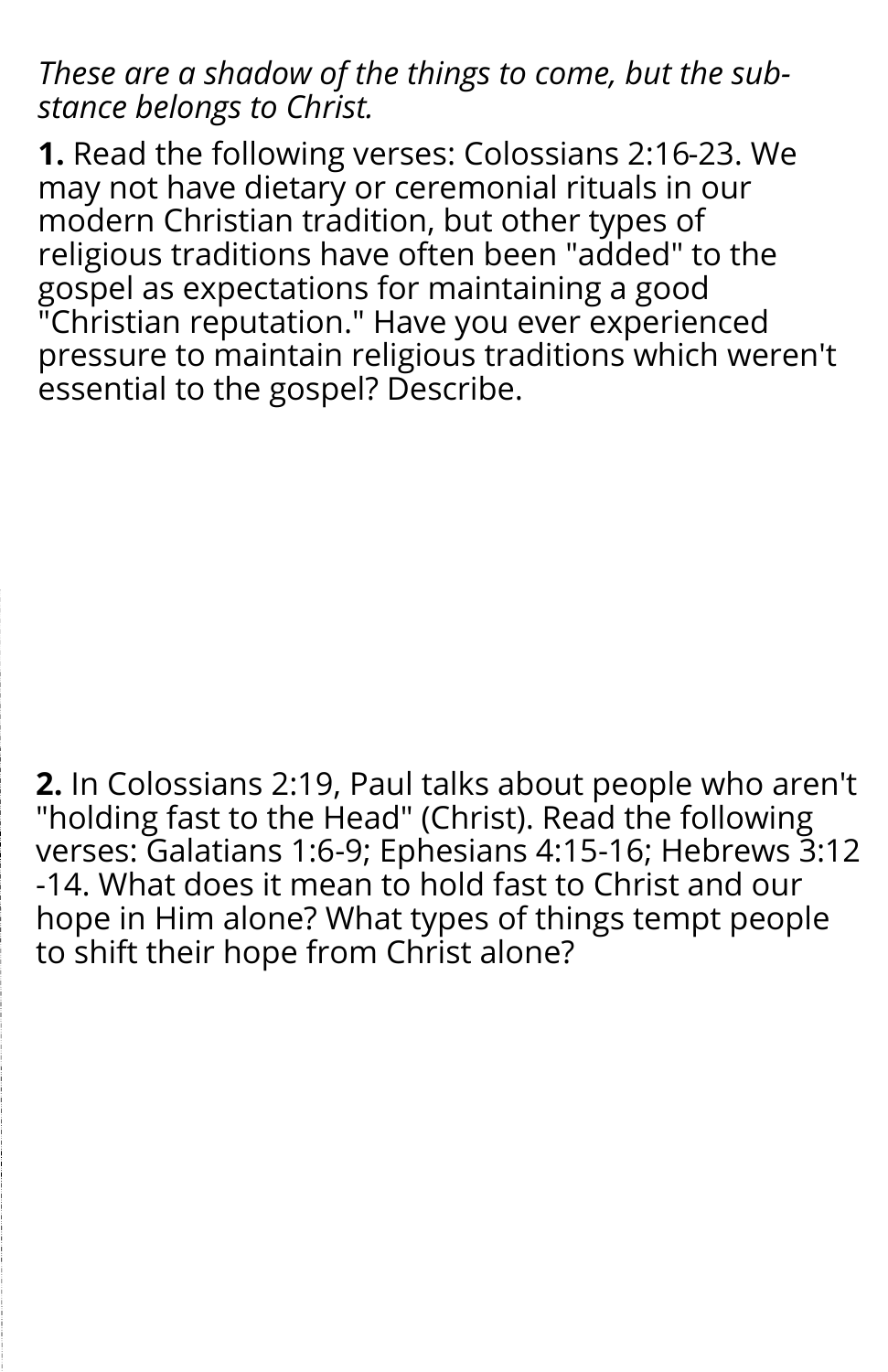*These are a shadow of the things to come, but the substance belongs to Christ.*

**1.** Read the following verses: Colossians 2:16-23. We may not have dietary or ceremonial rituals in our modern Christian tradition, but other types of religious traditions have often been "added" to the gospel as expectations for maintaining a good "Christian reputation." Have you ever experienced pressure to maintain religious traditions which weren't essential to the gospel? Describe.

**2.** In Colossians 2:19, Paul talks about people who aren't "holding fast to the Head" (Christ). Read the following verses: Galatians 1:6-9; Ephesians 4:15-16; Hebrews 3:12-14. What does it mean to hold fast to Christ and our hope in Him alone? What types of things tempt people to shift their hope from Christ alone?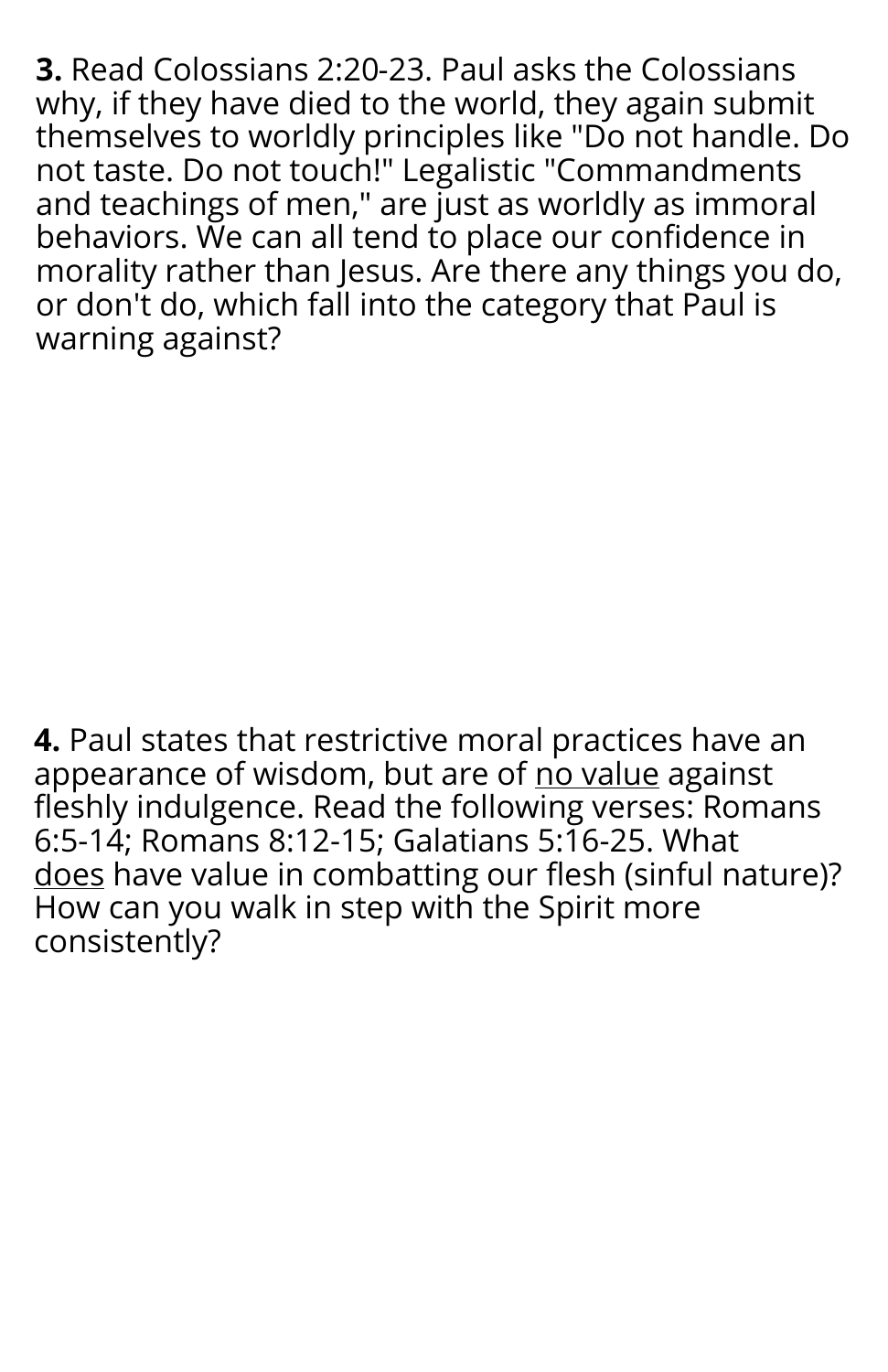**3.** Read Colossians 2:20-23. Paul asks the Colossians why, if they have died to the world, they again submit themselves to worldly principles like "Do not handle. Do not taste. Do not touch!" Legalistic "Commandments and teachings of men," are just as worldly as immoral behaviors. We can all tend to place our confidence in morality rather than Jesus. Are there any things you do, or don't do, which fall into the category that Paul is warning against?

**4.** Paul states that restrictive moral practices have an appearance of wisdom, but are of <u>no value</u> against fleshly indulgence. Read the following verses: Romans 6:5-14; Romans 8:12-15; Galatians 5:16-25. What <u>does</u> have value in combatting our flesh (sinful nature)? How can you walk in step with the Spirit more consistently?